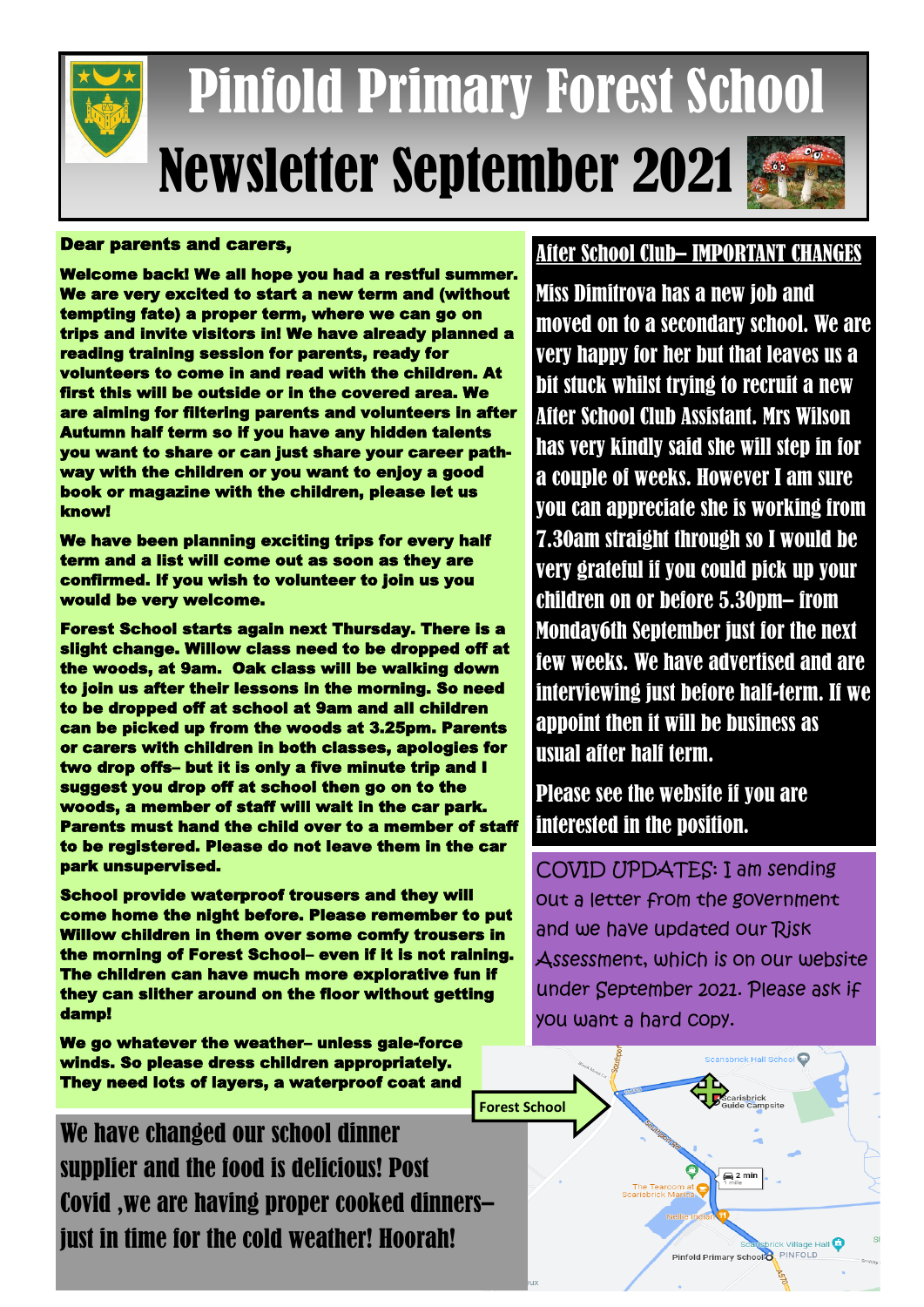# Pinfold Primary Forest School

# Newsletter September 2021

**Dear parents and carers,**

**Welcome back! We all hope you had a restful summer. We are very excited to start a new term and (without tempting fate) a proper term, where we can go on trips and invite visitors in! We have already planned a reading training session for parents, ready for volunteers to come in and read with the children. At first this will be outside or in the covered area. We are aiming for filtering parents and volunteers in after Autumn half term so if you have any hidden talents you want to share or can just share your career path-way with the children or you want to enjoy a good book or magazine with the children, please let us know!**

**We have been planning exciting trips for every half term and a list will come out as soon as they are confirmed. If you wish to volunteer to join us you would be very welcome.**

**Forest School starts again next Thursday. There is a slight change. Willow class need to be dropped off at the woods, at 9am. Oak class will be walking down to join us after their lessons in the morning. So need to be dropped off at school at 9am and all children can be picked up from the woods at 3.25pm. Parents or carers with children in both classes, apologies for two drop offs– but it is only a five minute trip and I suggest you drop off at school then go on to the woods, a member of staff will wait in the car park. Parents must hand the child over to a member of staff to be registered. Please do not leave them in the car park unsupervised.**

**School provide waterproof trousers and they will come home the night before. Please remember to put Willow children in them over some comfy trousers in the morning of Forest School– even if it is not raining. The children can have much more explorative fun if they can slither around on the floor without getting damp!**

**We go whatever the weather– unless gale-force winds. So please dress children appropriately. They need lots of layers, a waterproof coat and**

We have changed our school dinner supplier and the food is delicious! Post Covid ,we are having proper cooked dinners– just in time for the cold weather! Hoorah!

## After School Club– IMPORTANT CHANGES

Miss Dimitrova has a new job and moved on to a secondary school. We are very happy for her but that leaves us a bit stuck whilst trying to recruit a new After School Club Assistant. Mrs Wilson has very kindly said she will step in for a couple of weeks. However I am sure you can appreciate she is working from 7.30am straight through so I would be very grateful if you could pick up your children on or before 5.30pm– from Monday6th September just for the next few weeks. We have advertised and are interviewing just before half-term. If we appoint then it will be business as usual after half term.

Please see the website if you are interested in the position.

COVID UPDATES: I am sending out a letter from the government and we have updated our Risk Assessment, which is on our website under September 2021. Please ask if you want a hard copy.

Forest School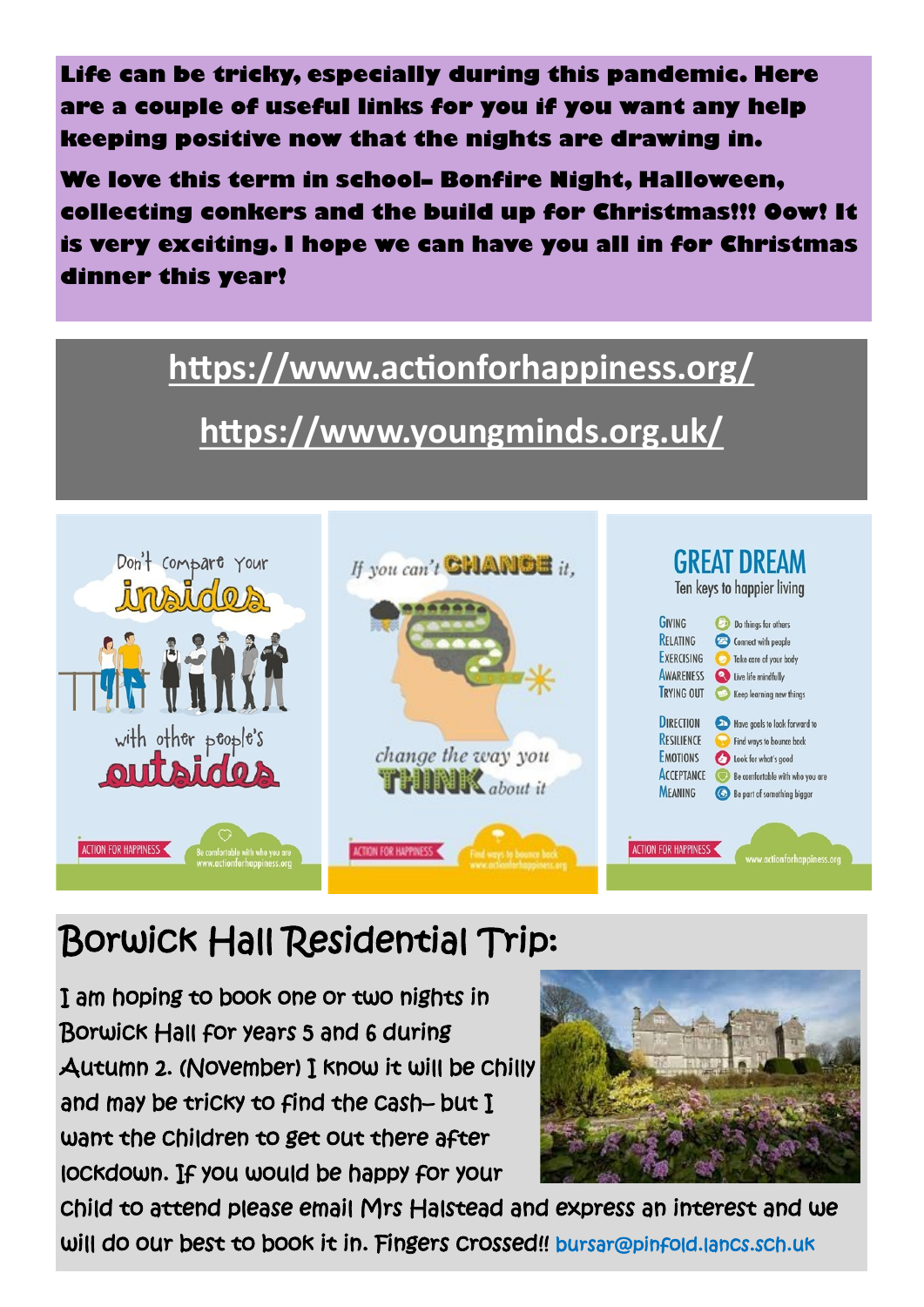**Life can be tricky, especially during this pandemic. Here are a couple of useful links for you if you want any help keeping positive now that the nights are drawing in.**

**We love this term in school– Bonfire Night, Halloween, collecting conkers and the build up for Christmas!!! Oow! It is very exciting. I hope we can have you all in for Christmas dinner this year!**

## https://www.actionforhappiness.org/

## https://www.youngminds.org.uk/

Don't compare your **insides** with other people's **outsides**

ACTION FOR HAPPINESS — Be comfortable with who you are www.actionforhappiness.org

*If you can't* **CHANGE** *it, change the way you* **THINK** *about it*

ACTION FOR HAPPINESS — Find ways to bounce back www.actionforhappiness.org

**GREAT DREAM**

Ten keys to happier living

- GIVING — Do things for others
- RELATING — Connect with people
- EXERCISING — Take care of your body
- AWARENESS — Live life mindfully
- TRYING OUT — Keep learning new things
- DIRECTION — Have goals to look forward to
- RESILIENCE — Find ways to bounce back
- EMOTIONS — Look for what's good
- ACCEPTANCE — Be comfortable with who you are
- MEANING — Be part of something bigger

ACTION FOR HAPPINESS — www.actionforhappiness.org

## Borwick Hall Residential Trip:

I am hoping to book one or two nights in Borwick Hall for years 5 and 6 during Autumn 2. (November) I know it will be chilly and may be tricky to find the cash– but I want the children to get out there after lockdown. If you would be happy for your child to attend please email Mrs Halstead and express an interest and we will do our best to book it in. Fingers crossed!! bursar@pinfold.lancs.sch.uk